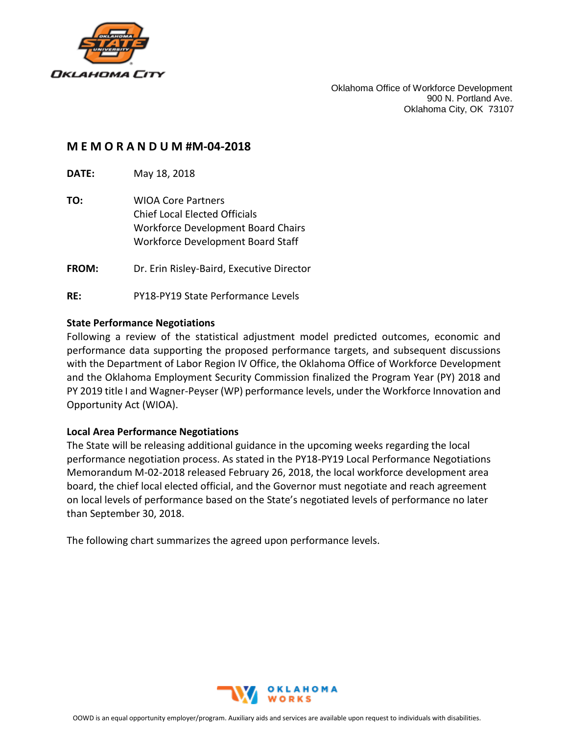Oklahoma Office of Workforce Development
900 N. Portland Ave.
Oklahoma City, OK 73107

# MEMORANDUM #M-04-2018

**DATE:** May 18, 2018

**TO:** WIOA Core Partners
Chief Local Elected Officials
Workforce Development Board Chairs
Workforce Development Board Staff

**FROM:** Dr. Erin Risley-Baird, Executive Director

**RE:** PY18-PY19 State Performance Levels

**State Performance Negotiations**

Following a review of the statistical adjustment model predicted outcomes, economic and performance data supporting the proposed performance targets, and subsequent discussions with the Department of Labor Region IV Office, the Oklahoma Office of Workforce Development and the Oklahoma Employment Security Commission finalized the Program Year (PY) 2018 and PY 2019 title I and Wagner-Peyser (WP) performance levels, under the Workforce Innovation and Opportunity Act (WIOA).

**Local Area Performance Negotiations**

The State will be releasing additional guidance in the upcoming weeks regarding the local performance negotiation process. As stated in the PY18-PY19 Local Performance Negotiations Memorandum M-02-2018 released February 26, 2018, the local workforce development area board, the chief local elected official, and the Governor must negotiate and reach agreement on local levels of performance based on the State's negotiated levels of performance no later than September 30, 2018.

The following chart summarizes the agreed upon performance levels.

OOWD is an equal opportunity employer/program. Auxiliary aids and services are available upon request to individuals with disabilities.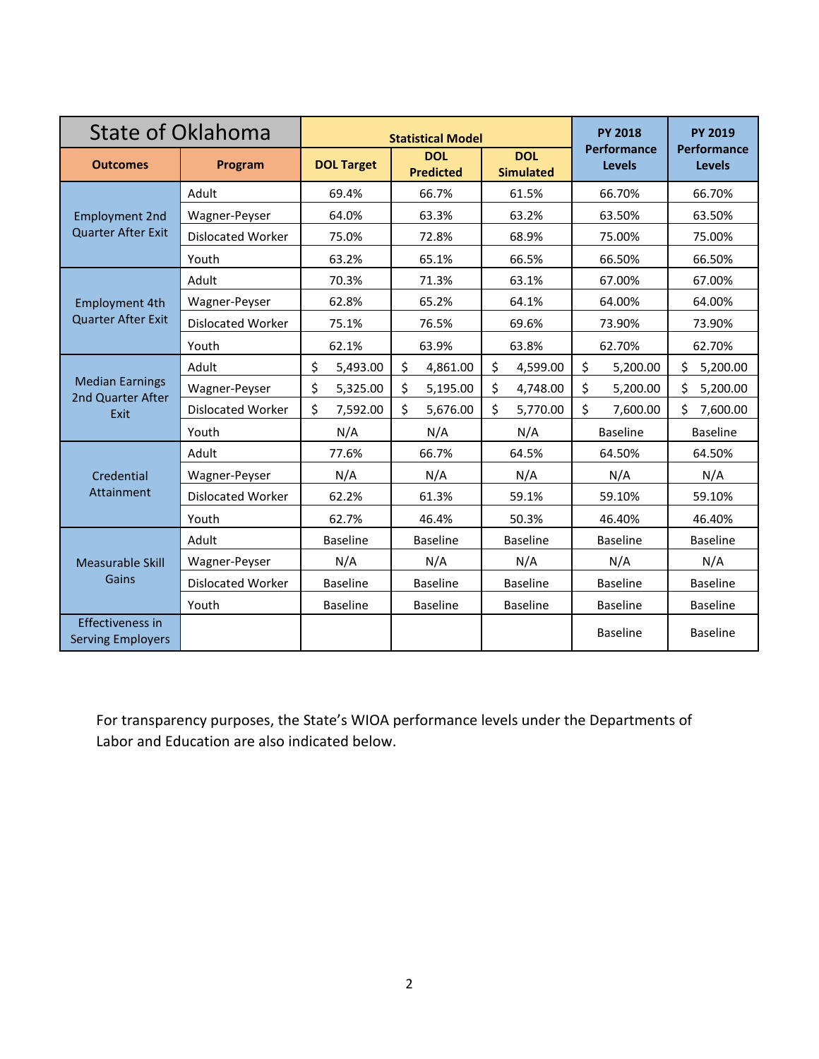| State of Oklahoma | | Statistical Model | | | PY 2018 Performance Levels | PY 2019 Performance Levels |
|---|---|---|---|---|---|---|
| **Outcomes** | **Program** | **DOL Target** | **DOL Predicted** | **DOL Simulated** | | |
| Employment 2nd Quarter After Exit | Adult | 69.4% | 66.7% | 61.5% | 66.70% | 66.70% |
| | Wagner-Peyser | 64.0% | 63.3% | 63.2% | 63.50% | 63.50% |
| | Dislocated Worker | 75.0% | 72.8% | 68.9% | 75.00% | 75.00% |
| | Youth | 63.2% | 65.1% | 66.5% | 66.50% | 66.50% |
| Employment 4th Quarter After Exit | Adult | 70.3% | 71.3% | 63.1% | 67.00% | 67.00% |
| | Wagner-Peyser | 62.8% | 65.2% | 64.1% | 64.00% | 64.00% |
| | Dislocated Worker | 75.1% | 76.5% | 69.6% | 73.90% | 73.90% |
| | Youth | 62.1% | 63.9% | 63.8% | 62.70% | 62.70% |
| Median Earnings 2nd Quarter After Exit | Adult | $ 5,493.00 | $ 4,861.00 | $ 4,599.00 | $ 5,200.00 | $ 5,200.00 |
| | Wagner-Peyser | $ 5,325.00 | $ 5,195.00 | $ 4,748.00 | $ 5,200.00 | $ 5,200.00 |
| | Dislocated Worker | $ 7,592.00 | $ 5,676.00 | $ 5,770.00 | $ 7,600.00 | $ 7,600.00 |
| | Youth | N/A | N/A | N/A | Baseline | Baseline |
| Credential Attainment | Adult | 77.6% | 66.7% | 64.5% | 64.50% | 64.50% |
| | Wagner-Peyser | N/A | N/A | N/A | N/A | N/A |
| | Dislocated Worker | 62.2% | 61.3% | 59.1% | 59.10% | 59.10% |
| | Youth | 62.7% | 46.4% | 50.3% | 46.40% | 46.40% |
| Measurable Skill Gains | Adult | Baseline | Baseline | Baseline | Baseline | Baseline |
| | Wagner-Peyser | N/A | N/A | N/A | N/A | N/A |
| | Dislocated Worker | Baseline | Baseline | Baseline | Baseline | Baseline |
| | Youth | Baseline | Baseline | Baseline | Baseline | Baseline |
| Effectiveness in Serving Employers | | | | | Baseline | Baseline |

For transparency purposes, the State's WIOA performance levels under the Departments of Labor and Education are also indicated below.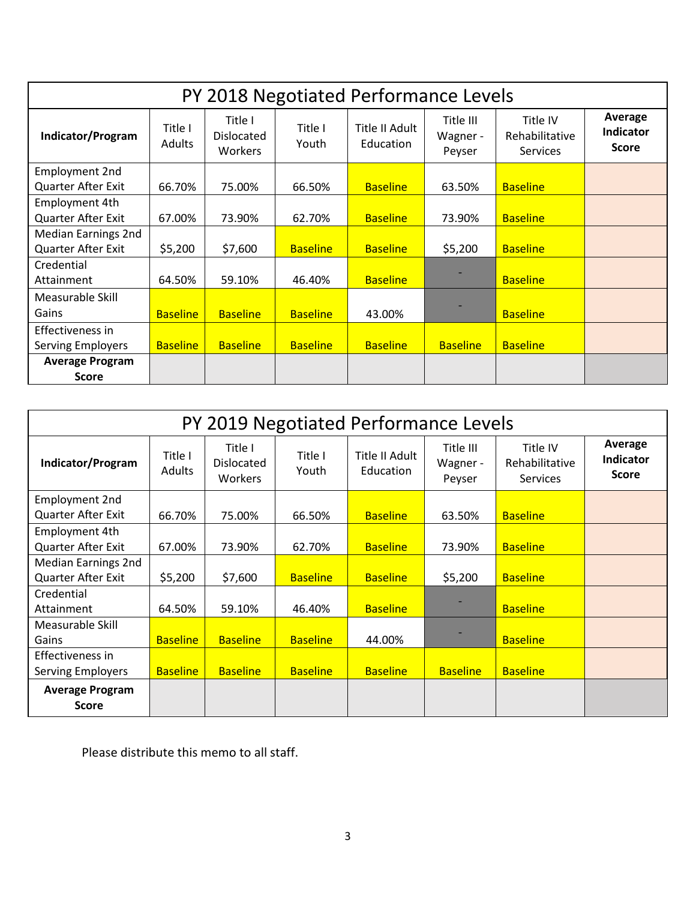| PY 2018 Negotiated Performance Levels | | | | | | | |
|---|---|---|---|---|---|---|---|
| **Indicator/Program** | Title I Adults | Title I Dislocated Workers | Title I Youth | Title II Adult Education | Title III Wagner - Peyser | Title IV Rehabilitative Services | **Average Indicator Score** |
| Employment 2nd Quarter After Exit | 66.70% | 75.00% | 66.50% | Baseline | 63.50% | Baseline | |
| Employment 4th Quarter After Exit | 67.00% | 73.90% | 62.70% | Baseline | 73.90% | Baseline | |
| Median Earnings 2nd Quarter After Exit | $5,200 | $7,600 | Baseline | Baseline | $5,200 | Baseline | |
| Credential Attainment | 64.50% | 59.10% | 46.40% | Baseline | - | Baseline | |
| Measurable Skill Gains | Baseline | Baseline | Baseline | 43.00% | - | Baseline | |
| Effectiveness in Serving Employers | Baseline | Baseline | Baseline | Baseline | Baseline | Baseline | |
| **Average Program Score** | | | | | | | |

| PY 2019 Negotiated Performance Levels | | | | | | | |
|---|---|---|---|---|---|---|---|
| **Indicator/Program** | Title I Adults | Title I Dislocated Workers | Title I Youth | Title II Adult Education | Title III Wagner - Peyser | Title IV Rehabilitative Services | **Average Indicator Score** |
| Employment 2nd Quarter After Exit | 66.70% | 75.00% | 66.50% | Baseline | 63.50% | Baseline | |
| Employment 4th Quarter After Exit | 67.00% | 73.90% | 62.70% | Baseline | 73.90% | Baseline | |
| Median Earnings 2nd Quarter After Exit | $5,200 | $7,600 | Baseline | Baseline | $5,200 | Baseline | |
| Credential Attainment | 64.50% | 59.10% | 46.40% | Baseline | - | Baseline | |
| Measurable Skill Gains | Baseline | Baseline | Baseline | 44.00% | - | Baseline | |
| Effectiveness in Serving Employers | Baseline | Baseline | Baseline | Baseline | Baseline | Baseline | |
| **Average Program Score** | | | | | | | |

Please distribute this memo to all staff.